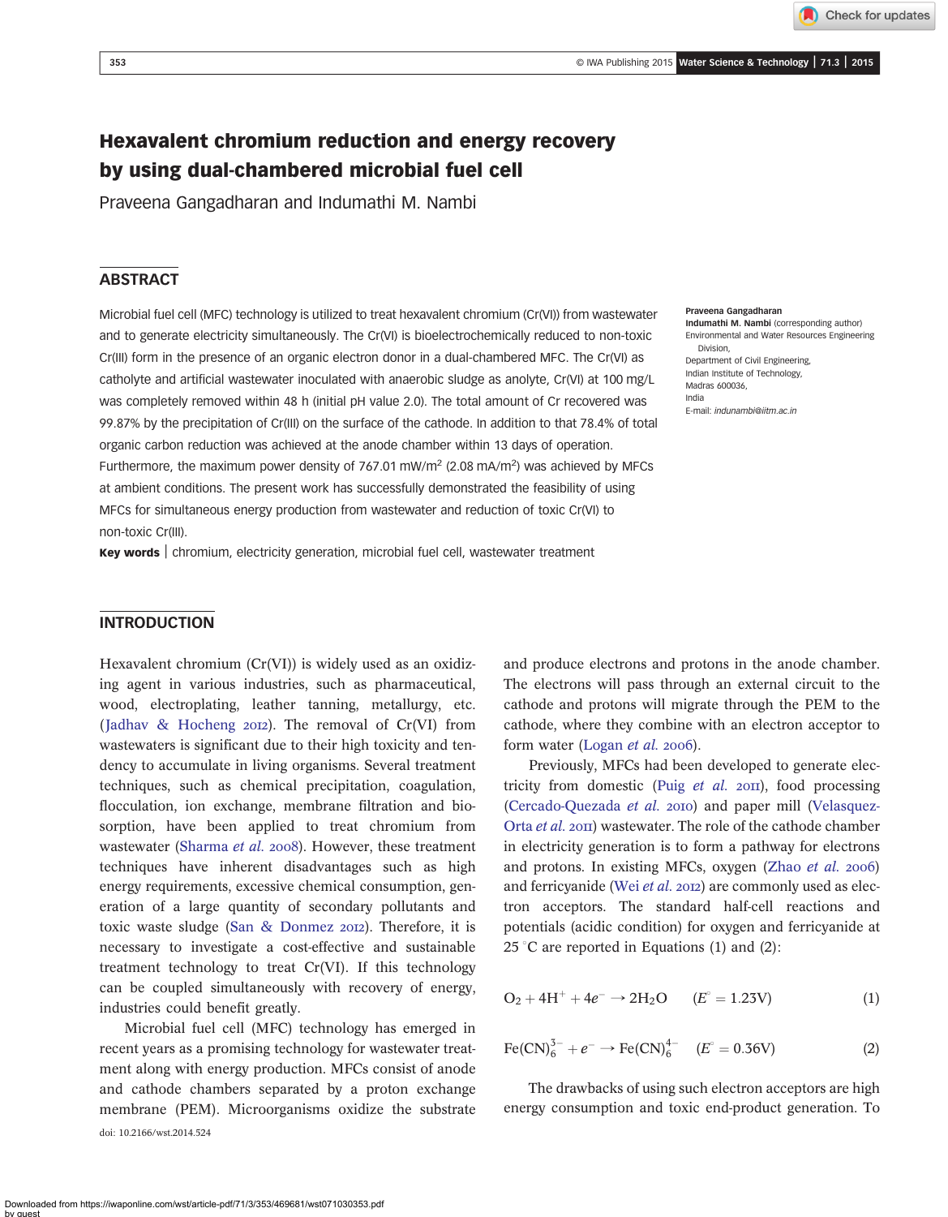# Hexavalent chromium reduction and energy recovery by using dual-chambered microbial fuel cell

Praveena Gangadharan and Indumathi M. Nambi

## ABSTRACT

Microbial fuel cell (MFC) technology is utilized to treat hexavalent chromium (Cr(VI)) from wastewater and to generate electricity simultaneously. The Cr(VI) is bioelectrochemically reduced to non-toxic Cr(III) form in the presence of an organic electron donor in a dual-chambered MFC. The Cr(VI) as catholyte and artificial wastewater inoculated with anaerobic sludge as anolyte, Cr(VI) at 100 mg/L was completely removed within 48 h (initial pH value 2.0). The total amount of Cr recovered was 99.87% by the precipitation of Cr(III) on the surface of the cathode. In addition to that 78.4% of total organic carbon reduction was achieved at the anode chamber within 13 days of operation. Furthermore, the maximum power density of 767.01 mW/m$^2$ (2.08 mA/m$^2$) was achieved by MFCs at ambient conditions. The present work has successfully demonstrated the feasibility of using MFCs for simultaneous energy production from wastewater and reduction of toxic Cr(VI) to non-toxic Cr(III).

**Key words** | chromium, electricity generation, microbial fuel cell, wastewater treatment

**Praveena Gangadharan**
**Indumathi M. Nambi** (corresponding author)
Environmental and Water Resources Engineering Division,
Department of Civil Engineering,
Indian Institute of Technology,
Madras 600036,
India
E-mail: *indunambi@iitm.ac.in*

## INTRODUCTION

Hexavalent chromium (Cr(VI)) is widely used as an oxidizing agent in various industries, such as pharmaceutical, wood, electroplating, leather tanning, metallurgy, etc. (Jadhav & Hocheng 2012). The removal of Cr(VI) from wastewaters is significant due to their high toxicity and tendency to accumulate in living organisms. Several treatment techniques, such as chemical precipitation, coagulation, flocculation, ion exchange, membrane filtration and biosorption, have been applied to treat chromium from wastewater (Sharma *et al.* 2008). However, these treatment techniques have inherent disadvantages such as high energy requirements, excessive chemical consumption, generation of a large quantity of secondary pollutants and toxic waste sludge (San & Donmez 2012). Therefore, it is necessary to investigate a cost-effective and sustainable treatment technology to treat Cr(VI). If this technology can be coupled simultaneously with recovery of energy, industries could benefit greatly.

Microbial fuel cell (MFC) technology has emerged in recent years as a promising technology for wastewater treatment along with energy production. MFCs consist of anode and cathode chambers separated by a proton exchange membrane (PEM). Microorganisms oxidize the substrate and produce electrons and protons in the anode chamber. The electrons will pass through an external circuit to the cathode and protons will migrate through the PEM to the cathode, where they combine with an electron acceptor to form water (Logan *et al.* 2006).

Previously, MFCs had been developed to generate electricity from domestic (Puig *et al.* 2011), food processing (Cercado-Quezada *et al.* 2010) and paper mill (Velasquez-Orta *et al.* 2011) wastewater. The role of the cathode chamber in electricity generation is to form a pathway for electrons and protons. In existing MFCs, oxygen (Zhao *et al.* 2006) and ferricyanide (Wei *et al.* 2012) are commonly used as electron acceptors. The standard half-cell reactions and potentials (acidic condition) for oxygen and ferricyanide at 25 °C are reported in Equations (1) and (2):

$$O_2 + 4H^+ + 4e^- \rightarrow 2H_2O \qquad (E^\circ = 1.23V) \tag{1}$$

$$Fe(CN)_6^{3-} + e^- \rightarrow Fe(CN)_6^{4-} \qquad (E^\circ = 0.36V) \tag{2}$$

The drawbacks of using such electron acceptors are high energy consumption and toxic end-product generation. To

doi: 10.2166/wst.2014.524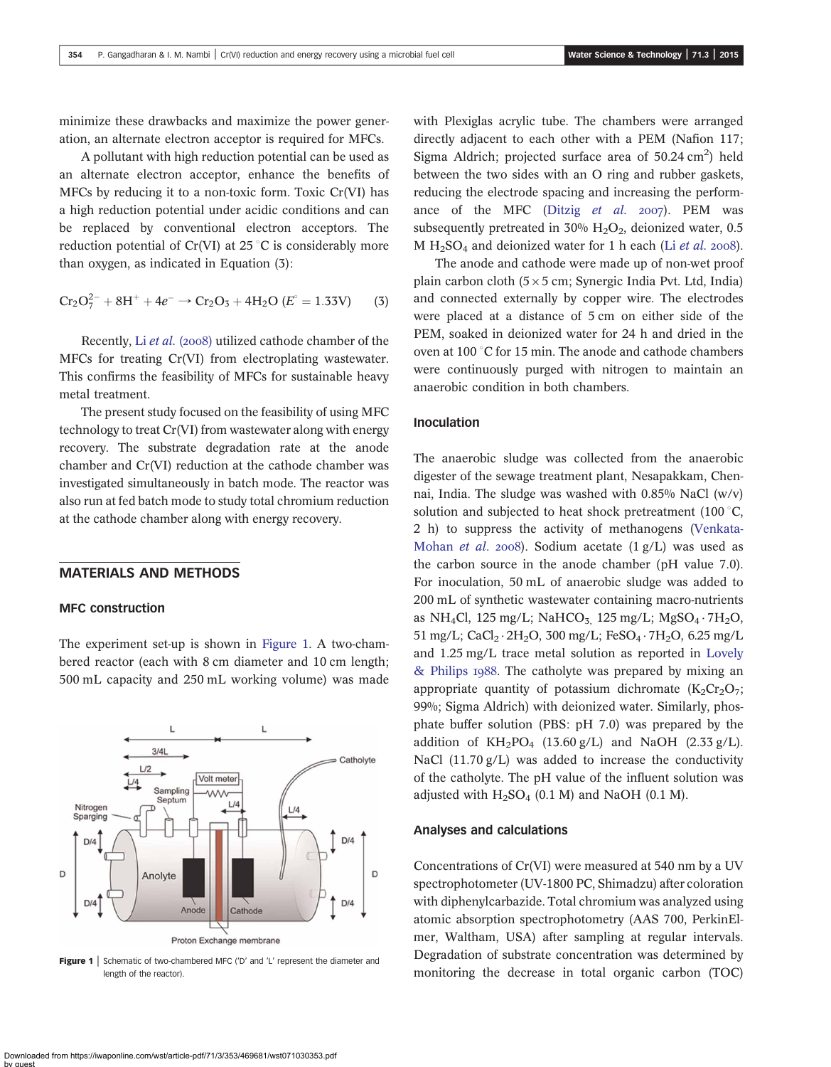minimize these drawbacks and maximize the power generation, an alternate electron acceptor is required for MFCs.

A pollutant with high reduction potential can be used as an alternate electron acceptor, enhance the benefits of MFCs by reducing it to a non-toxic form. Toxic Cr(VI) has a high reduction potential under acidic conditions and can be replaced by conventional electron acceptors. The reduction potential of Cr(VI) at 25 °C is considerably more than oxygen, as indicated in Equation (3):

$$Cr_2O_7^{2-} + 8H^+ + 4e^- \rightarrow Cr_2O_3 + 4H_2O \; (E^\circ = 1.33\text{V}) \qquad (3)$$

Recently, Li *et al.* (2008) utilized cathode chamber of the MFCs for treating Cr(VI) from electroplating wastewater. This confirms the feasibility of MFCs for sustainable heavy metal treatment.

The present study focused on the feasibility of using MFC technology to treat Cr(VI) from wastewater along with energy recovery. The substrate degradation rate at the anode chamber and Cr(VI) reduction at the cathode chamber was investigated simultaneously in batch mode. The reactor was also run at fed batch mode to study total chromium reduction at the cathode chamber along with energy recovery.

## MATERIALS AND METHODS

### MFC construction

The experiment set-up is shown in Figure 1. A two-chambered reactor (each with 8 cm diameter and 10 cm length; 500 mL capacity and 250 mL working volume) was made with Plexiglas acrylic tube. The chambers were arranged directly adjacent to each other with a PEM (Nafion 117; Sigma Aldrich; projected surface area of 50.24 cm$^2$) held between the two sides with an O ring and rubber gaskets, reducing the electrode spacing and increasing the performance of the MFC (Ditzig *et al.* 2007). PEM was subsequently pretreated in 30% $H_2O_2$, deionized water, 0.5 M $H_2SO_4$ and deionized water for 1 h each (Li *et al.* 2008).

Figure 1 | Schematic of two-chambered MFC ('D' and 'L' represent the diameter and length of the reactor).

The anode and cathode were made up of non-wet proof plain carbon cloth (5 × 5 cm; Synergic India Pvt. Ltd, India) and connected externally by copper wire. The electrodes were placed at a distance of 5 cm on either side of the PEM, soaked in deionized water for 24 h and dried in the oven at 100 °C for 15 min. The anode and cathode chambers were continuously purged with nitrogen to maintain an anaerobic condition in both chambers.

### Inoculation

The anaerobic sludge was collected from the anaerobic digester of the sewage treatment plant, Nesapakkam, Chennai, India. The sludge was washed with 0.85% NaCl (w/v) solution and subjected to heat shock pretreatment (100 °C, 2 h) to suppress the activity of methanogens (Venkata-Mohan *et al.* 2008). Sodium acetate (1 g/L) was used as the carbon source in the anode chamber (pH value 7.0). For inoculation, 50 mL of anaerobic sludge was added to 200 mL of synthetic wastewater containing macro-nutrients as $NH_4Cl$, 125 mg/L; $NaHCO_3$, 125 mg/L; $MgSO_4 \cdot 7H_2O$, 51 mg/L; $CaCl_2 \cdot 2H_2O$, 300 mg/L; $FeSO_4 \cdot 7H_2O$, 6.25 mg/L and 1.25 mg/L trace metal solution as reported in Lovely & Philips 1988. The catholyte was prepared by mixing an appropriate quantity of potassium dichromate ($K_2Cr_2O_7$; 99%; Sigma Aldrich) with deionized water. Similarly, phosphate buffer solution (PBS: pH 7.0) was prepared by the addition of $KH_2PO_4$ (13.60 g/L) and NaOH (2.33 g/L). NaCl (11.70 g/L) was added to increase the conductivity of the catholyte. The pH value of the influent solution was adjusted with $H_2SO_4$ (0.1 M) and NaOH (0.1 M).

### Analyses and calculations

Concentrations of Cr(VI) were measured at 540 nm by a UV spectrophotometer (UV-1800 PC, Shimadzu) after coloration with diphenylcarbazide. Total chromium was analyzed using atomic absorption spectrophotometry (AAS 700, PerkinElmer, Waltham, USA) after sampling at regular intervals. Degradation of substrate concentration was determined by monitoring the decrease in total organic carbon (TOC)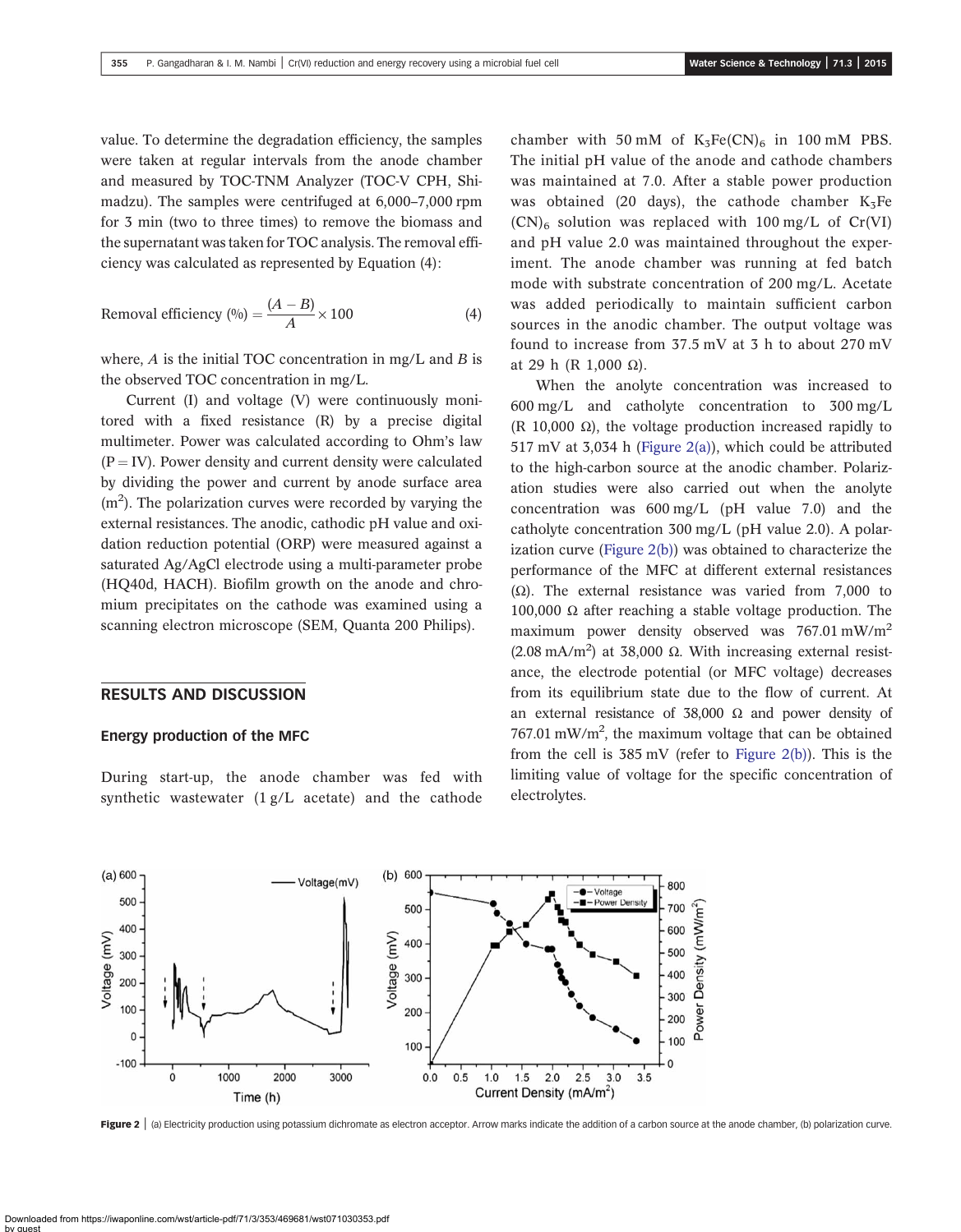value. To determine the degradation efficiency, the samples were taken at regular intervals from the anode chamber and measured by TOC-TNM Analyzer (TOC-V CPH, Shimadzu). The samples were centrifuged at 6,000–7,000 rpm for 3 min (two to three times) to remove the biomass and the supernatant was taken for TOC analysis. The removal efficiency was calculated as represented by Equation (4):

$$\text{Removal efficiency } (\%) = \frac{(A - B)}{A} \times 100 \qquad (4)$$

where, $A$ is the initial TOC concentration in mg/L and $B$ is the observed TOC concentration in mg/L.

Current (I) and voltage (V) were continuously monitored with a fixed resistance (R) by a precise digital multimeter. Power was calculated according to Ohm's law ($P = IV$). Power density and current density were calculated by dividing the power and current by anode surface area ($m^2$). The polarization curves were recorded by varying the external resistances. The anodic, cathodic pH value and oxidation reduction potential (ORP) were measured against a saturated Ag/AgCl electrode using a multi-parameter probe (HQ40d, HACH). Biofilm growth on the anode and chromium precipitates on the cathode was examined using a scanning electron microscope (SEM, Quanta 200 Philips).

## RESULTS AND DISCUSSION

### Energy production of the MFC

During start-up, the anode chamber was fed with synthetic wastewater (1 g/L acetate) and the cathode chamber with 50 mM of $K_3Fe(CN)_6$ in 100 mM PBS. The initial pH value of the anode and cathode chambers was maintained at 7.0. After a stable power production was obtained (20 days), the cathode chamber $K_3Fe(CN)_6$ solution was replaced with 100 mg/L of Cr(VI) and pH value 2.0 was maintained throughout the experiment. The anode chamber was running at fed batch mode with substrate concentration of 200 mg/L. Acetate was added periodically to maintain sufficient carbon sources in the anodic chamber. The output voltage was found to increase from 37.5 mV at 3 h to about 270 mV at 29 h (R 1,000 Ω).

When the anolyte concentration was increased to 600 mg/L and catholyte concentration to 300 mg/L (R 10,000 Ω), the voltage production increased rapidly to 517 mV at 3,034 h (Figure 2(a)), which could be attributed to the high-carbon source at the anodic chamber. Polarization studies were also carried out when the anolyte concentration was 600 mg/L (pH value 7.0) and the catholyte concentration 300 mg/L (pH value 2.0). A polarization curve (Figure 2(b)) was obtained to characterize the performance of the MFC at different external resistances (Ω). The external resistance was varied from 7,000 to 100,000 Ω after reaching a stable voltage production. The maximum power density observed was 767.01 $mW/m^2$ (2.08 $mA/m^2$) at 38,000 Ω. With increasing external resistance, the electrode potential (or MFC voltage) decreases from its equilibrium state due to the flow of current. At an external resistance of 38,000 Ω and power density of 767.01 $mW/m^2$, the maximum voltage that can be obtained from the cell is 385 mV (refer to Figure 2(b)). This is the limiting value of voltage for the specific concentration of electrolytes.

**Figure 2** | (a) Electricity production using potassium dichromate as electron acceptor. Arrow marks indicate the addition of a carbon source at the anode chamber, (b) polarization curve.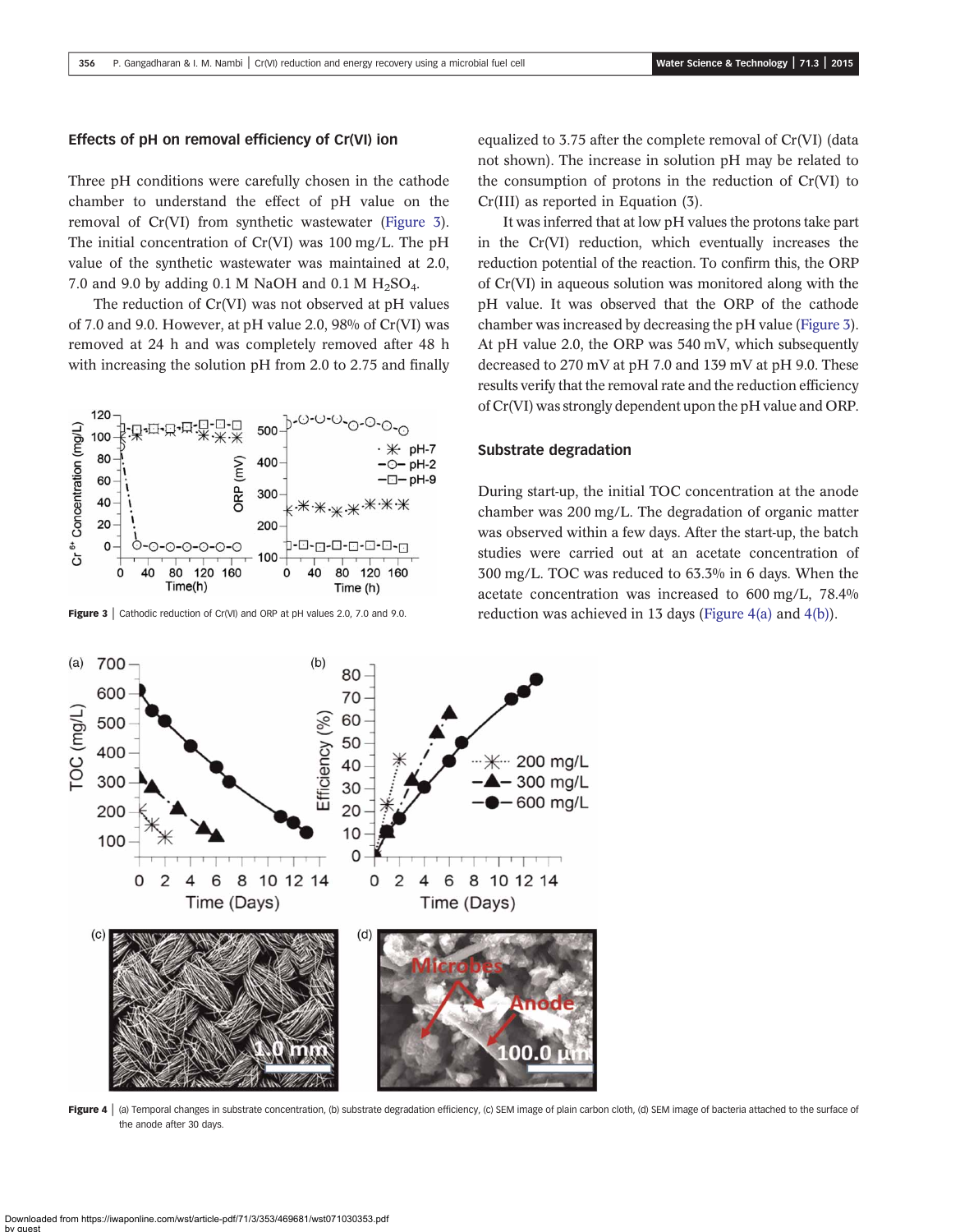### Effects of pH on removal efficiency of Cr(VI) ion

Three pH conditions were carefully chosen in the cathode chamber to understand the effect of pH value on the removal of Cr(VI) from synthetic wastewater (Figure 3). The initial concentration of Cr(VI) was 100 mg/L. The pH value of the synthetic wastewater was maintained at 2.0, 7.0 and 9.0 by adding 0.1 M NaOH and 0.1 M $H_2SO_4$.

The reduction of Cr(VI) was not observed at pH values of 7.0 and 9.0. However, at pH value 2.0, 98% of Cr(VI) was removed at 24 h and was completely removed after 48 h with increasing the solution pH from 2.0 to 2.75 and finally equalized to 3.75 after the complete removal of Cr(VI) (data not shown). The increase in solution pH may be related to the consumption of protons in the reduction of Cr(VI) to Cr(III) as reported in Equation (3).

It was inferred that at low pH values the protons take part in the Cr(VI) reduction, which eventually increases the reduction potential of the reaction. To confirm this, the ORP of Cr(VI) in aqueous solution was monitored along with the pH value. It was observed that the ORP of the cathode chamber was increased by decreasing the pH value (Figure 3). At pH value 2.0, the ORP was 540 mV, which subsequently decreased to 270 mV at pH 7.0 and 139 mV at pH 9.0. These results verify that the removal rate and the reduction efficiency of Cr(VI) was strongly dependent upon the pH value and ORP.

**Figure 3** | Cathodic reduction of Cr(VI) and ORP at pH values 2.0, 7.0 and 9.0.

### Substrate degradation

During start-up, the initial TOC concentration at the anode chamber was 200 mg/L. The degradation of organic matter was observed within a few days. After the start-up, the batch studies were carried out at an acetate concentration of 300 mg/L. TOC was reduced to 63.3% in 6 days. When the acetate concentration was increased to 600 mg/L, 78.4% reduction was achieved in 13 days (Figure 4(a) and 4(b)).

**Figure 4** | (a) Temporal changes in substrate concentration, (b) substrate degradation efficiency, (c) SEM image of plain carbon cloth, (d) SEM image of bacteria attached to the surface of the anode after 30 days.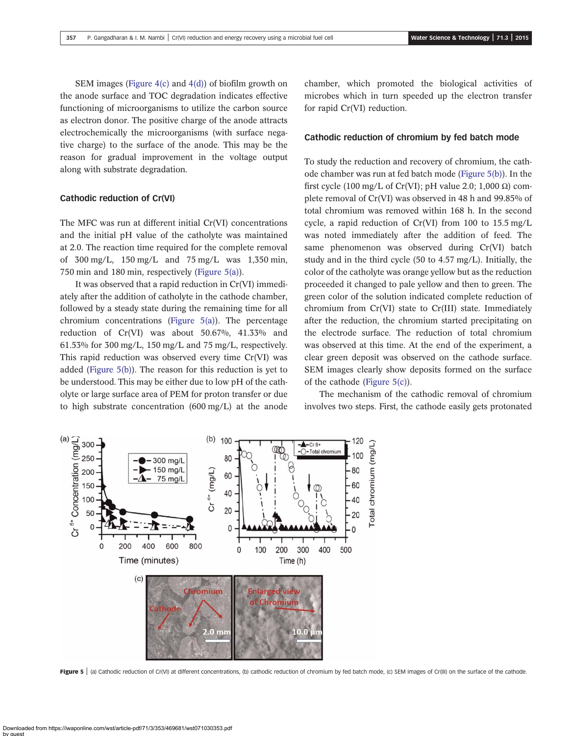SEM images (Figure 4(c) and 4(d)) of biofilm growth on the anode surface and TOC degradation indicates effective functioning of microorganisms to utilize the carbon source as electron donor. The positive charge of the anode attracts electrochemically the microorganisms (with surface negative charge) to the surface of the anode. This may be the reason for gradual improvement in the voltage output along with substrate degradation.

### Cathodic reduction of Cr(VI)

The MFC was run at different initial Cr(VI) concentrations and the initial pH value of the catholyte was maintained at 2.0. The reaction time required for the complete removal of 300 mg/L, 150 mg/L and 75 mg/L was 1,350 min, 750 min and 180 min, respectively (Figure 5(a)).

It was observed that a rapid reduction in Cr(VI) immediately after the addition of catholyte in the cathode chamber, followed by a steady state during the remaining time for all chromium concentrations (Figure 5(a)). The percentage reduction of Cr(VI) was about 50.67%, 41.33% and 61.53% for 300 mg/L, 150 mg/L and 75 mg/L, respectively. This rapid reduction was observed every time Cr(VI) was added (Figure 5(b)). The reason for this reduction is yet to be understood. This may be either due to low pH of the catholyte or large surface area of PEM for proton transfer or due to high substrate concentration (600 mg/L) at the anode chamber, which promoted the biological activities of microbes which in turn speeded up the electron transfer for rapid Cr(VI) reduction.

### Cathodic reduction of chromium by fed batch mode

To study the reduction and recovery of chromium, the cathode chamber was run at fed batch mode (Figure 5(b)). In the first cycle (100 mg/L of Cr(VI); pH value 2.0; 1,000 Ω) complete removal of Cr(VI) was observed in 48 h and 99.85% of total chromium was removed within 168 h. In the second cycle, a rapid reduction of Cr(VI) from 100 to 15.5 mg/L was noted immediately after the addition of feed. The same phenomenon was observed during Cr(VI) batch study and in the third cycle (50 to 4.57 mg/L). Initially, the color of the catholyte was orange yellow but as the reduction proceeded it changed to pale yellow and then to green. The green color of the solution indicated complete reduction of chromium from Cr(VI) state to Cr(III) state. Immediately after the reduction, the chromium started precipitating on the electrode surface. The reduction of total chromium was observed at this time. At the end of the experiment, a clear green deposit was observed on the cathode surface. SEM images clearly show deposits formed on the surface of the cathode (Figure 5(c)).

The mechanism of the cathodic removal of chromium involves two steps. First, the cathode easily gets protonated

**Figure 5** | (a) Cathodic reduction of Cr(VI) at different concentrations, (b) cathodic reduction of chromium by fed batch mode, (c) SEM images of Cr(III) on the surface of the cathode.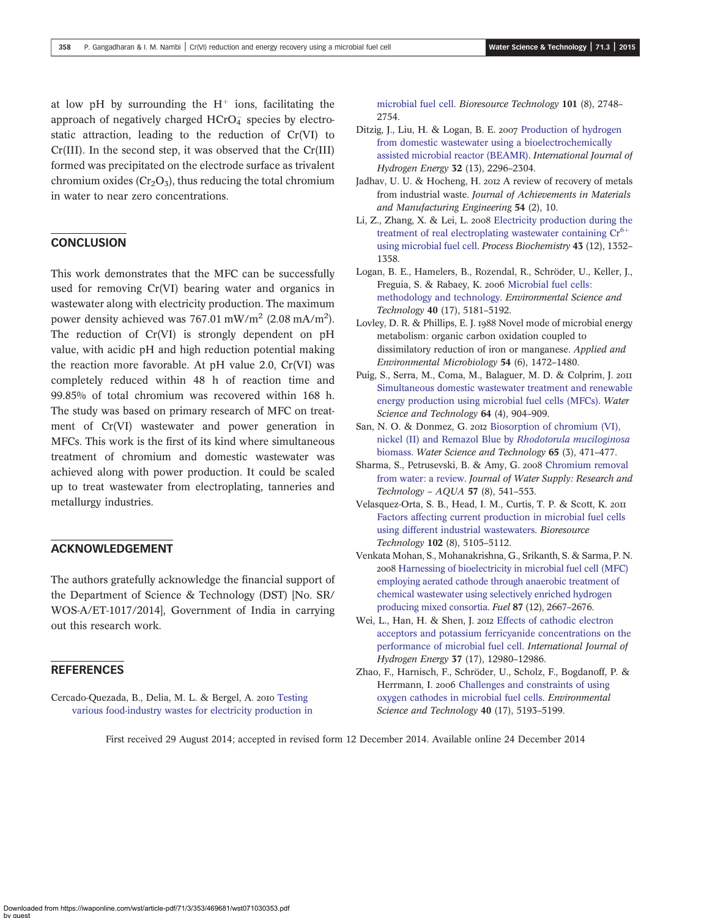at low pH by surrounding the $H^+$ ions, facilitating the approach of negatively charged $HCrO_4^-$ species by electrostatic attraction, leading to the reduction of Cr(VI) to Cr(III). In the second step, it was observed that the Cr(III) formed was precipitated on the electrode surface as trivalent chromium oxides ($Cr_2O_3$), thus reducing the total chromium in water to near zero concentrations.

## CONCLUSION

This work demonstrates that the MFC can be successfully used for removing Cr(VI) bearing water and organics in wastewater along with electricity production. The maximum power density achieved was 767.01 $mW/m^2$ (2.08 $mA/m^2$). The reduction of Cr(VI) is strongly dependent on pH value, with acidic pH and high reduction potential making the reaction more favorable. At pH value 2.0, Cr(VI) was completely reduced within 48 h of reaction time and 99.85% of total chromium was recovered within 168 h. The study was based on primary research of MFC on treatment of Cr(VI) wastewater and power generation in MFCs. This work is the first of its kind where simultaneous treatment of chromium and domestic wastewater was achieved along with power production. It could be scaled up to treat wastewater from electroplating, tanneries and metallurgy industries.

## ACKNOWLEDGEMENT

The authors gratefully acknowledge the financial support of the Department of Science & Technology (DST) [No. SR/WOS-A/ET-1017/2014], Government of India in carrying out this research work.

## REFERENCES

Cercado-Quezada, B., Delia, M. L. & Bergel, A. 2010 Testing various food-industry wastes for electricity production in microbial fuel cell. *Bioresource Technology* **101** (8), 2748–2754.

Ditzig, J., Liu, H. & Logan, B. E. 2007 Production of hydrogen from domestic wastewater using a bioelectrochemically assisted microbial reactor (BEAMR). *International Journal of Hydrogen Energy* **32** (13), 2296–2304.

Jadhav, U. U. & Hocheng, H. 2012 A review of recovery of metals from industrial waste. *Journal of Achievements in Materials and Manufacturing Engineering* **54** (2), 10.

Li, Z., Zhang, X. & Lei, L. 2008 Electricity production during the treatment of real electroplating wastewater containing $Cr^{6+}$ using microbial fuel cell. *Process Biochemistry* **43** (12), 1352–1358.

Logan, B. E., Hamelers, B., Rozendal, R., Schröder, U., Keller, J., Freguia, S. & Rabaey, K. 2006 Microbial fuel cells: methodology and technology. *Environmental Science and Technology* **40** (17), 5181–5192.

Lovley, D. R. & Phillips, E. J. 1988 Novel mode of microbial energy metabolism: organic carbon oxidation coupled to dissimilatory reduction of iron or manganese. *Applied and Environmental Microbiology* **54** (6), 1472–1480.

Puig, S., Serra, M., Coma, M., Balaguer, M. D. & Colprim, J. 2011 Simultaneous domestic wastewater treatment and renewable energy production using microbial fuel cells (MFCs). *Water Science and Technology* **64** (4), 904–909.

San, N. O. & Donmez, G. 2012 Biosorption of chromium (VI), nickel (II) and Remazol Blue by *Rhodotorula mucilaginosa* biomass. *Water Science and Technology* **65** (3), 471–477.

Sharma, S., Petrusevski, B. & Amy, G. 2008 Chromium removal from water: a review. *Journal of Water Supply: Research and Technology – AQUA* **57** (8), 541–553.

Velasquez-Orta, S. B., Head, I. M., Curtis, T. P. & Scott, K. 2011 Factors affecting current production in microbial fuel cells using different industrial wastewaters. *Bioresource Technology* **102** (8), 5105–5112.

Venkata Mohan, S., Mohanakrishna, G., Srikanth, S. & Sarma, P. N. 2008 Harnessing of bioelectricity in microbial fuel cell (MFC) employing aerated cathode through anaerobic treatment of chemical wastewater using selectively enriched hydrogen producing mixed consortia. *Fuel* **87** (12), 2667–2676.

Wei, L., Han, H. & Shen, J. 2012 Effects of cathodic electron acceptors and potassium ferricyanide concentrations on the performance of microbial fuel cell. *International Journal of Hydrogen Energy* **37** (17), 12980–12986.

Zhao, F., Harnisch, F., Schröder, U., Scholz, F., Bogdanoff, P. & Herrmann, I. 2006 Challenges and constraints of using oxygen cathodes in microbial fuel cells. *Environmental Science and Technology* **40** (17), 5193–5199.

First received 29 August 2014; accepted in revised form 12 December 2014. Available online 24 December 2014